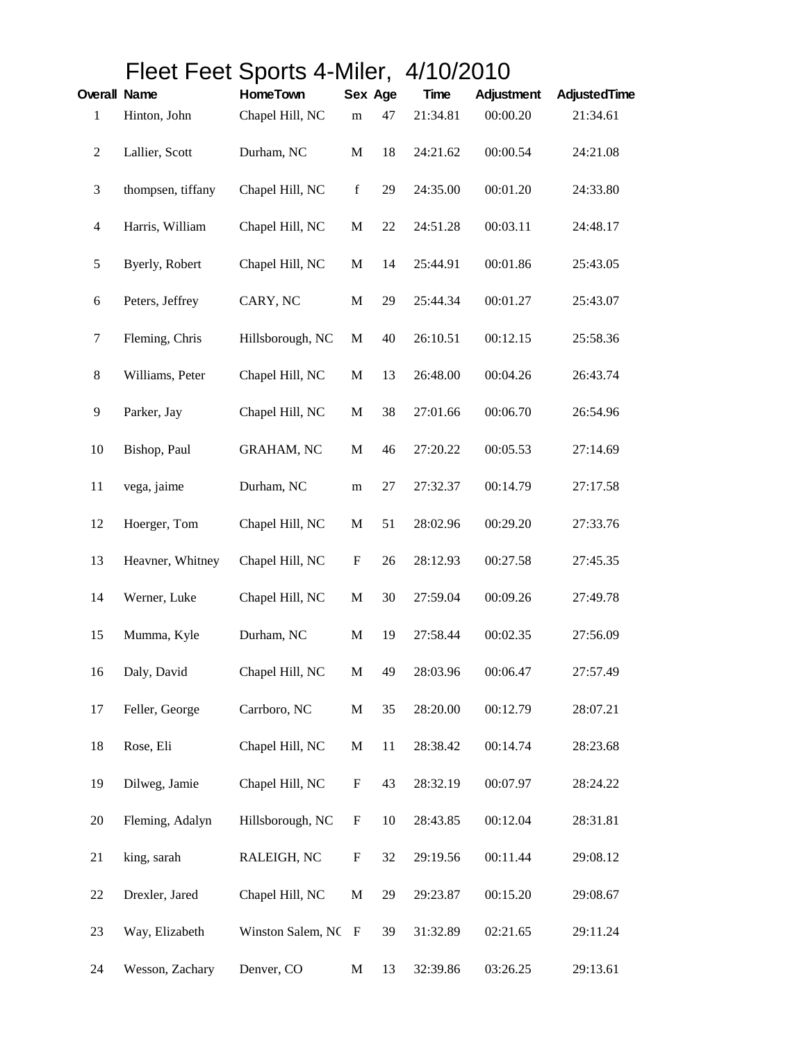# Fleet Feet Sports 4-Miler, 4/10/2010

| Overall | Name | HomeTown | Sex | Age | Time | Adjustment | AdjustedTime |
|---|---|---|---|---|---|---|---|
| 1 | Hinton, John | Chapel Hill, NC | m | 47 | 21:34.81 | 00:00.20 | 21:34.61 |
| 2 | Lallier, Scott | Durham, NC | M | 18 | 24:21.62 | 00:00.54 | 24:21.08 |
| 3 | thompsen, tiffany | Chapel Hill, NC | f | 29 | 24:35.00 | 00:01.20 | 24:33.80 |
| 4 | Harris, William | Chapel Hill, NC | M | 22 | 24:51.28 | 00:03.11 | 24:48.17 |
| 5 | Byerly, Robert | Chapel Hill, NC | M | 14 | 25:44.91 | 00:01.86 | 25:43.05 |
| 6 | Peters, Jeffrey | CARY, NC | M | 29 | 25:44.34 | 00:01.27 | 25:43.07 |
| 7 | Fleming, Chris | Hillsborough, NC | M | 40 | 26:10.51 | 00:12.15 | 25:58.36 |
| 8 | Williams, Peter | Chapel Hill, NC | M | 13 | 26:48.00 | 00:04.26 | 26:43.74 |
| 9 | Parker, Jay | Chapel Hill, NC | M | 38 | 27:01.66 | 00:06.70 | 26:54.96 |
| 10 | Bishop, Paul | GRAHAM, NC | M | 46 | 27:20.22 | 00:05.53 | 27:14.69 |
| 11 | vega, jaime | Durham, NC | m | 27 | 27:32.37 | 00:14.79 | 27:17.58 |
| 12 | Hoerger, Tom | Chapel Hill, NC | M | 51 | 28:02.96 | 00:29.20 | 27:33.76 |
| 13 | Heavner, Whitney | Chapel Hill, NC | F | 26 | 28:12.93 | 00:27.58 | 27:45.35 |
| 14 | Werner, Luke | Chapel Hill, NC | M | 30 | 27:59.04 | 00:09.26 | 27:49.78 |
| 15 | Mumma, Kyle | Durham, NC | M | 19 | 27:58.44 | 00:02.35 | 27:56.09 |
| 16 | Daly, David | Chapel Hill, NC | M | 49 | 28:03.96 | 00:06.47 | 27:57.49 |
| 17 | Feller, George | Carrboro, NC | M | 35 | 28:20.00 | 00:12.79 | 28:07.21 |
| 18 | Rose, Eli | Chapel Hill, NC | M | 11 | 28:38.42 | 00:14.74 | 28:23.68 |
| 19 | Dilweg, Jamie | Chapel Hill, NC | F | 43 | 28:32.19 | 00:07.97 | 28:24.22 |
| 20 | Fleming, Adalyn | Hillsborough, NC | F | 10 | 28:43.85 | 00:12.04 | 28:31.81 |
| 21 | king, sarah | RALEIGH, NC | F | 32 | 29:19.56 | 00:11.44 | 29:08.12 |
| 22 | Drexler, Jared | Chapel Hill, NC | M | 29 | 29:23.87 | 00:15.20 | 29:08.67 |
| 23 | Way, Elizabeth | Winston Salem, NC | F | 39 | 31:32.89 | 02:21.65 | 29:11.24 |
| 24 | Wesson, Zachary | Denver, CO | M | 13 | 32:39.86 | 03:26.25 | 29:13.61 |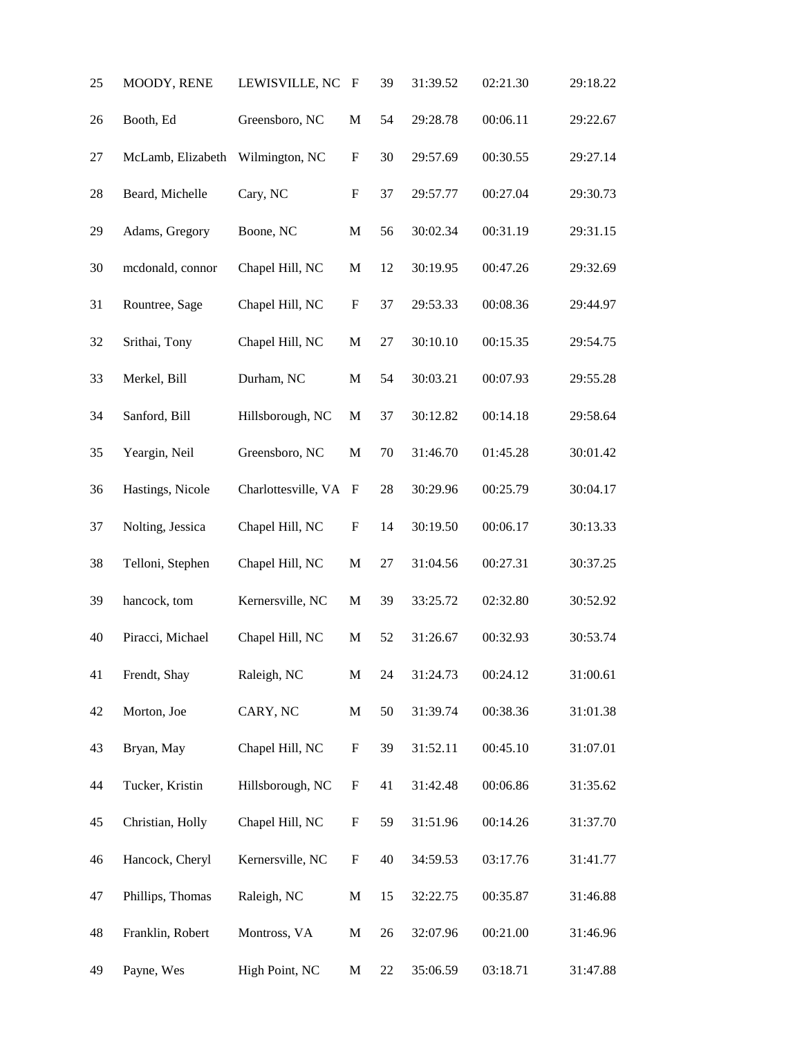| | | | | | | | |
|---|---|---|---|---|---|---|---|
| 25 | MOODY, RENE | LEWISVILLE, NC | F | 39 | 31:39.52 | 02:21.30 | 29:18.22 |
| 26 | Booth, Ed | Greensboro, NC | M | 54 | 29:28.78 | 00:06.11 | 29:22.67 |
| 27 | McLamb, Elizabeth | Wilmington, NC | F | 30 | 29:57.69 | 00:30.55 | 29:27.14 |
| 28 | Beard, Michelle | Cary, NC | F | 37 | 29:57.77 | 00:27.04 | 29:30.73 |
| 29 | Adams, Gregory | Boone, NC | M | 56 | 30:02.34 | 00:31.19 | 29:31.15 |
| 30 | mcdonald, connor | Chapel Hill, NC | M | 12 | 30:19.95 | 00:47.26 | 29:32.69 |
| 31 | Rountree, Sage | Chapel Hill, NC | F | 37 | 29:53.33 | 00:08.36 | 29:44.97 |
| 32 | Srithai, Tony | Chapel Hill, NC | M | 27 | 30:10.10 | 00:15.35 | 29:54.75 |
| 33 | Merkel, Bill | Durham, NC | M | 54 | 30:03.21 | 00:07.93 | 29:55.28 |
| 34 | Sanford, Bill | Hillsborough, NC | M | 37 | 30:12.82 | 00:14.18 | 29:58.64 |
| 35 | Yeargin, Neil | Greensboro, NC | M | 70 | 31:46.70 | 01:45.28 | 30:01.42 |
| 36 | Hastings, Nicole | Charlottesville, VA | F | 28 | 30:29.96 | 00:25.79 | 30:04.17 |
| 37 | Nolting, Jessica | Chapel Hill, NC | F | 14 | 30:19.50 | 00:06.17 | 30:13.33 |
| 38 | Telloni, Stephen | Chapel Hill, NC | M | 27 | 31:04.56 | 00:27.31 | 30:37.25 |
| 39 | hancock, tom | Kernersville, NC | M | 39 | 33:25.72 | 02:32.80 | 30:52.92 |
| 40 | Piracci, Michael | Chapel Hill, NC | M | 52 | 31:26.67 | 00:32.93 | 30:53.74 |
| 41 | Frendt, Shay | Raleigh, NC | M | 24 | 31:24.73 | 00:24.12 | 31:00.61 |
| 42 | Morton, Joe | CARY, NC | M | 50 | 31:39.74 | 00:38.36 | 31:01.38 |
| 43 | Bryan, May | Chapel Hill, NC | F | 39 | 31:52.11 | 00:45.10 | 31:07.01 |
| 44 | Tucker, Kristin | Hillsborough, NC | F | 41 | 31:42.48 | 00:06.86 | 31:35.62 |
| 45 | Christian, Holly | Chapel Hill, NC | F | 59 | 31:51.96 | 00:14.26 | 31:37.70 |
| 46 | Hancock, Cheryl | Kernersville, NC | F | 40 | 34:59.53 | 03:17.76 | 31:41.77 |
| 47 | Phillips, Thomas | Raleigh, NC | M | 15 | 32:22.75 | 00:35.87 | 31:46.88 |
| 48 | Franklin, Robert | Montross, VA | M | 26 | 32:07.96 | 00:21.00 | 31:46.96 |
| 49 | Payne, Wes | High Point, NC | M | 22 | 35:06.59 | 03:18.71 | 31:47.88 |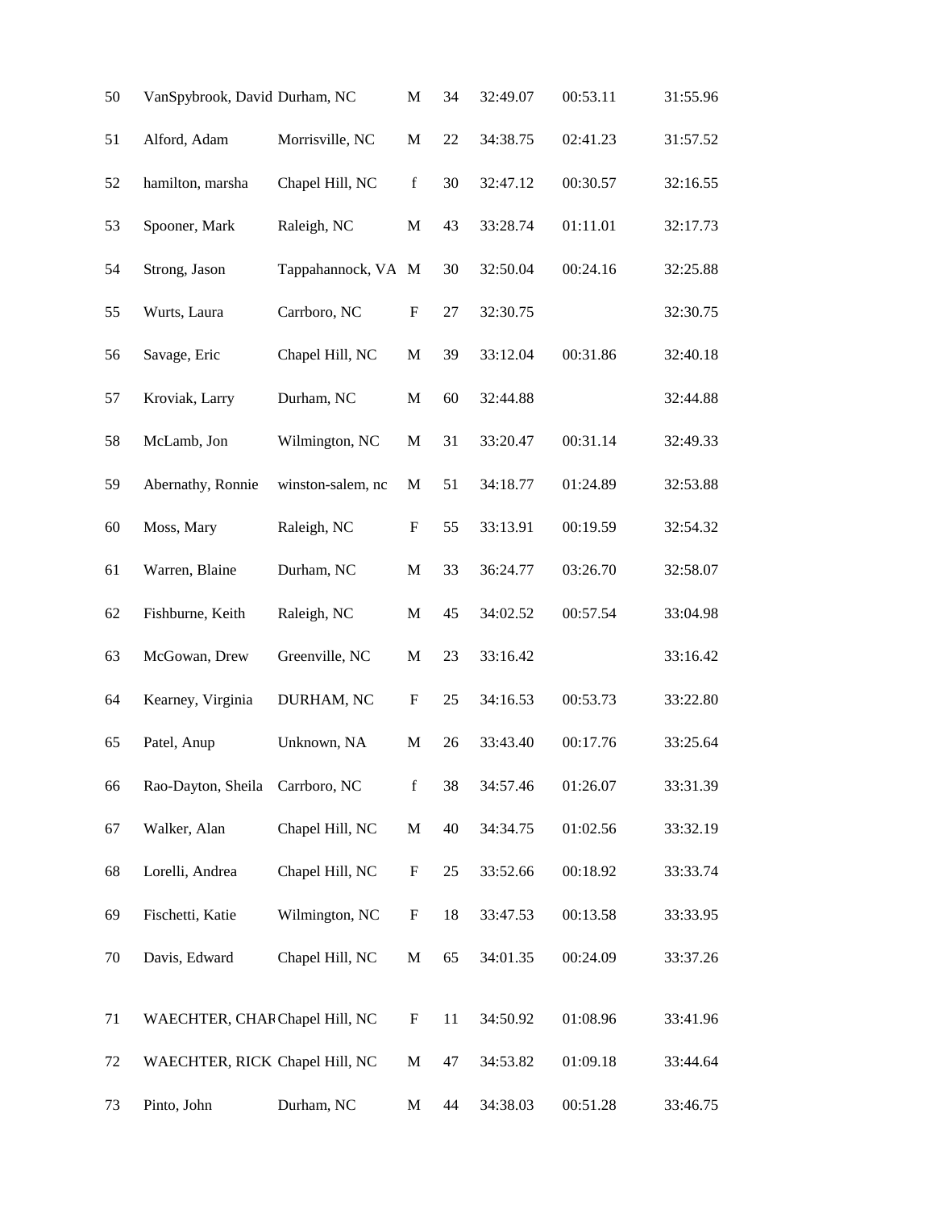| | | | | | | | |
|---|---|---|---|---|---|---|---|
| 50 | VanSpybrook, David | Durham, NC | M | 34 | 32:49.07 | 00:53.11 | 31:55.96 |
| 51 | Alford, Adam | Morrisville, NC | M | 22 | 34:38.75 | 02:41.23 | 31:57.52 |
| 52 | hamilton, marsha | Chapel Hill, NC | f | 30 | 32:47.12 | 00:30.57 | 32:16.55 |
| 53 | Spooner, Mark | Raleigh, NC | M | 43 | 33:28.74 | 01:11.01 | 32:17.73 |
| 54 | Strong, Jason | Tappahannock, VA | M | 30 | 32:50.04 | 00:24.16 | 32:25.88 |
| 55 | Wurts, Laura | Carrboro, NC | F | 27 | 32:30.75 | | 32:30.75 |
| 56 | Savage, Eric | Chapel Hill, NC | M | 39 | 33:12.04 | 00:31.86 | 32:40.18 |
| 57 | Kroviak, Larry | Durham, NC | M | 60 | 32:44.88 | | 32:44.88 |
| 58 | McLamb, Jon | Wilmington, NC | M | 31 | 33:20.47 | 00:31.14 | 32:49.33 |
| 59 | Abernathy, Ronnie | winston-salem, nc | M | 51 | 34:18.77 | 01:24.89 | 32:53.88 |
| 60 | Moss, Mary | Raleigh, NC | F | 55 | 33:13.91 | 00:19.59 | 32:54.32 |
| 61 | Warren, Blaine | Durham, NC | M | 33 | 36:24.77 | 03:26.70 | 32:58.07 |
| 62 | Fishburne, Keith | Raleigh, NC | M | 45 | 34:02.52 | 00:57.54 | 33:04.98 |
| 63 | McGowan, Drew | Greenville, NC | M | 23 | 33:16.42 | | 33:16.42 |
| 64 | Kearney, Virginia | DURHAM, NC | F | 25 | 34:16.53 | 00:53.73 | 33:22.80 |
| 65 | Patel, Anup | Unknown, NA | M | 26 | 33:43.40 | 00:17.76 | 33:25.64 |
| 66 | Rao-Dayton, Sheila | Carrboro, NC | f | 38 | 34:57.46 | 01:26.07 | 33:31.39 |
| 67 | Walker, Alan | Chapel Hill, NC | M | 40 | 34:34.75 | 01:02.56 | 33:32.19 |
| 68 | Lorelli, Andrea | Chapel Hill, NC | F | 25 | 33:52.66 | 00:18.92 | 33:33.74 |
| 69 | Fischetti, Katie | Wilmington, NC | F | 18 | 33:47.53 | 00:13.58 | 33:33.95 |
| 70 | Davis, Edward | Chapel Hill, NC | M | 65 | 34:01.35 | 00:24.09 | 33:37.26 |
| 71 | WAECHTER, CHAR | Chapel Hill, NC | F | 11 | 34:50.92 | 01:08.96 | 33:41.96 |
| 72 | WAECHTER, RICK | Chapel Hill, NC | M | 47 | 34:53.82 | 01:09.18 | 33:44.64 |
| 73 | Pinto, John | Durham, NC | M | 44 | 34:38.03 | 00:51.28 | 33:46.75 |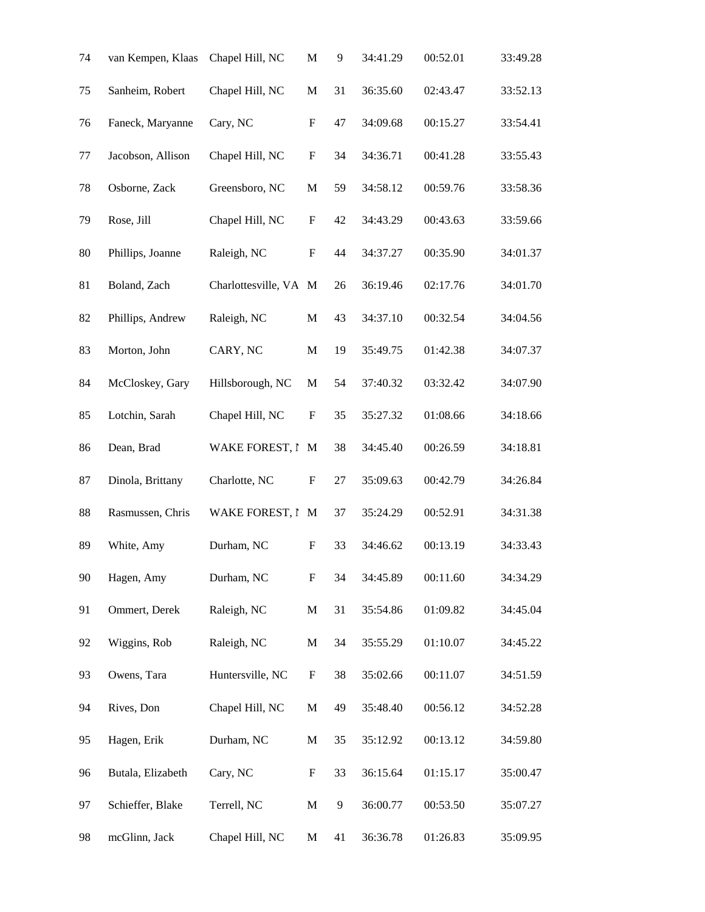| 74 | van Kempen, Klaas | Chapel Hill, NC | M | 9 | 34:41.29 | 00:52.01 | 33:49.28 |
|---|---|---|---|---|---|---|---|
| 75 | Sanheim, Robert | Chapel Hill, NC | M | 31 | 36:35.60 | 02:43.47 | 33:52.13 |
| 76 | Faneck, Maryanne | Cary, NC | F | 47 | 34:09.68 | 00:15.27 | 33:54.41 |
| 77 | Jacobson, Allison | Chapel Hill, NC | F | 34 | 34:36.71 | 00:41.28 | 33:55.43 |
| 78 | Osborne, Zack | Greensboro, NC | M | 59 | 34:58.12 | 00:59.76 | 33:58.36 |
| 79 | Rose, Jill | Chapel Hill, NC | F | 42 | 34:43.29 | 00:43.63 | 33:59.66 |
| 80 | Phillips, Joanne | Raleigh, NC | F | 44 | 34:37.27 | 00:35.90 | 34:01.37 |
| 81 | Boland, Zach | Charlottesville, VA | M | 26 | 36:19.46 | 02:17.76 | 34:01.70 |
| 82 | Phillips, Andrew | Raleigh, NC | M | 43 | 34:37.10 | 00:32.54 | 34:04.56 |
| 83 | Morton, John | CARY, NC | M | 19 | 35:49.75 | 01:42.38 | 34:07.37 |
| 84 | McCloskey, Gary | Hillsborough, NC | M | 54 | 37:40.32 | 03:32.42 | 34:07.90 |
| 85 | Lotchin, Sarah | Chapel Hill, NC | F | 35 | 35:27.32 | 01:08.66 | 34:18.66 |
| 86 | Dean, Brad | WAKE FOREST, N | M | 38 | 34:45.40 | 00:26.59 | 34:18.81 |
| 87 | Dinola, Brittany | Charlotte, NC | F | 27 | 35:09.63 | 00:42.79 | 34:26.84 |
| 88 | Rasmussen, Chris | WAKE FOREST, N | M | 37 | 35:24.29 | 00:52.91 | 34:31.38 |
| 89 | White, Amy | Durham, NC | F | 33 | 34:46.62 | 00:13.19 | 34:33.43 |
| 90 | Hagen, Amy | Durham, NC | F | 34 | 34:45.89 | 00:11.60 | 34:34.29 |
| 91 | Ommert, Derek | Raleigh, NC | M | 31 | 35:54.86 | 01:09.82 | 34:45.04 |
| 92 | Wiggins, Rob | Raleigh, NC | M | 34 | 35:55.29 | 01:10.07 | 34:45.22 |
| 93 | Owens, Tara | Huntersville, NC | F | 38 | 35:02.66 | 00:11.07 | 34:51.59 |
| 94 | Rives, Don | Chapel Hill, NC | M | 49 | 35:48.40 | 00:56.12 | 34:52.28 |
| 95 | Hagen, Erik | Durham, NC | M | 35 | 35:12.92 | 00:13.12 | 34:59.80 |
| 96 | Butala, Elizabeth | Cary, NC | F | 33 | 36:15.64 | 01:15.17 | 35:00.47 |
| 97 | Schieffer, Blake | Terrell, NC | M | 9 | 36:00.77 | 00:53.50 | 35:07.27 |
| 98 | mcGlinn, Jack | Chapel Hill, NC | M | 41 | 36:36.78 | 01:26.83 | 35:09.95 |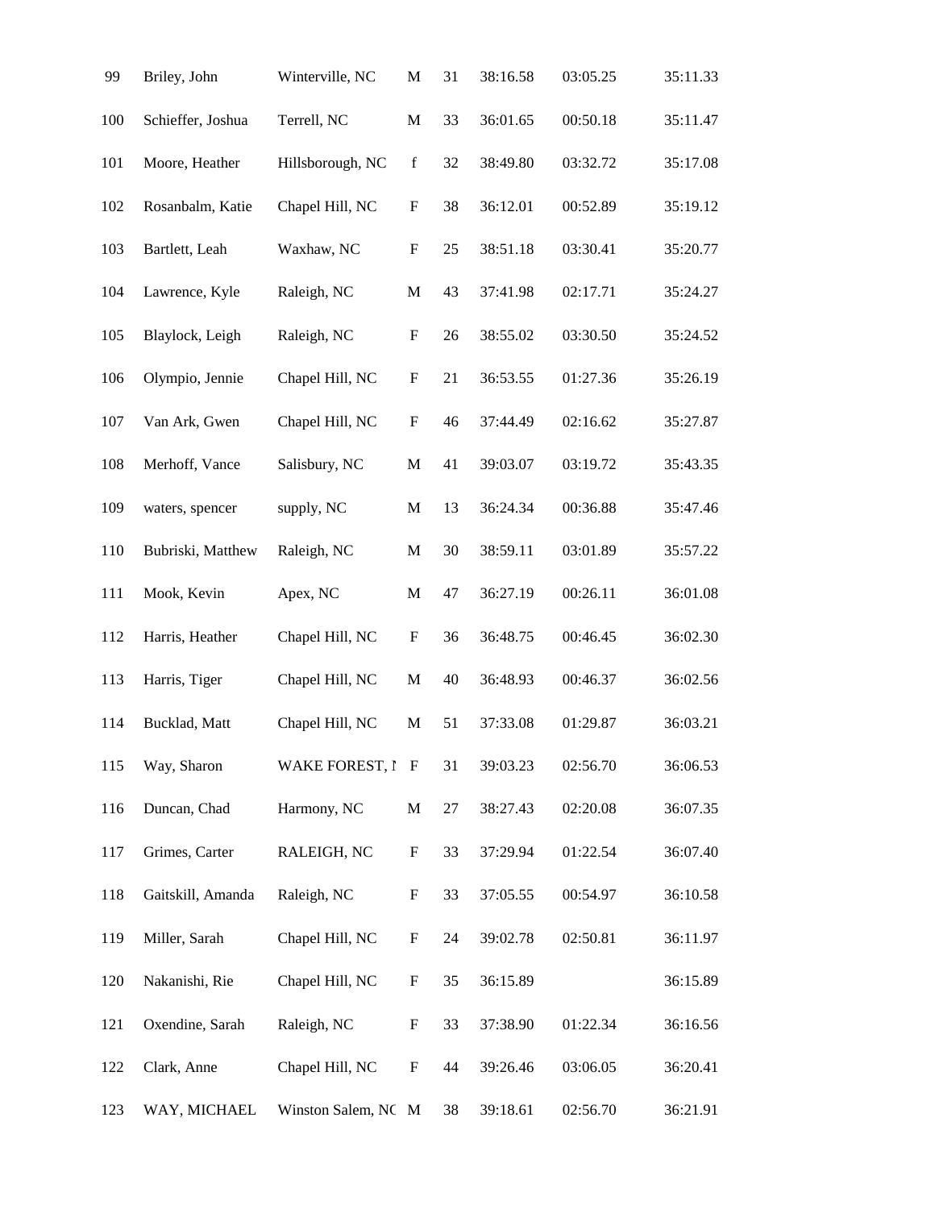| | | | | | | | |
|---|---|---|---|---|---|---|---|
| 99 | Briley, John | Winterville, NC | M | 31 | 38:16.58 | 03:05.25 | 35:11.33 |
| 100 | Schieffer, Joshua | Terrell, NC | M | 33 | 36:01.65 | 00:50.18 | 35:11.47 |
| 101 | Moore, Heather | Hillsborough, NC | f | 32 | 38:49.80 | 03:32.72 | 35:17.08 |
| 102 | Rosanbalm, Katie | Chapel Hill, NC | F | 38 | 36:12.01 | 00:52.89 | 35:19.12 |
| 103 | Bartlett, Leah | Waxhaw, NC | F | 25 | 38:51.18 | 03:30.41 | 35:20.77 |
| 104 | Lawrence, Kyle | Raleigh, NC | M | 43 | 37:41.98 | 02:17.71 | 35:24.27 |
| 105 | Blaylock, Leigh | Raleigh, NC | F | 26 | 38:55.02 | 03:30.50 | 35:24.52 |
| 106 | Olympio, Jennie | Chapel Hill, NC | F | 21 | 36:53.55 | 01:27.36 | 35:26.19 |
| 107 | Van Ark, Gwen | Chapel Hill, NC | F | 46 | 37:44.49 | 02:16.62 | 35:27.87 |
| 108 | Merhoff, Vance | Salisbury, NC | M | 41 | 39:03.07 | 03:19.72 | 35:43.35 |
| 109 | waters, spencer | supply, NC | M | 13 | 36:24.34 | 00:36.88 | 35:47.46 |
| 110 | Bubriski, Matthew | Raleigh, NC | M | 30 | 38:59.11 | 03:01.89 | 35:57.22 |
| 111 | Mook, Kevin | Apex, NC | M | 47 | 36:27.19 | 00:26.11 | 36:01.08 |
| 112 | Harris, Heather | Chapel Hill, NC | F | 36 | 36:48.75 | 00:46.45 | 36:02.30 |
| 113 | Harris, Tiger | Chapel Hill, NC | M | 40 | 36:48.93 | 00:46.37 | 36:02.56 |
| 114 | Bucklad, Matt | Chapel Hill, NC | M | 51 | 37:33.08 | 01:29.87 | 36:03.21 |
| 115 | Way, Sharon | WAKE FOREST, N | F | 31 | 39:03.23 | 02:56.70 | 36:06.53 |
| 116 | Duncan, Chad | Harmony, NC | M | 27 | 38:27.43 | 02:20.08 | 36:07.35 |
| 117 | Grimes, Carter | RALEIGH, NC | F | 33 | 37:29.94 | 01:22.54 | 36:07.40 |
| 118 | Gaitskill, Amanda | Raleigh, NC | F | 33 | 37:05.55 | 00:54.97 | 36:10.58 |
| 119 | Miller, Sarah | Chapel Hill, NC | F | 24 | 39:02.78 | 02:50.81 | 36:11.97 |
| 120 | Nakanishi, Rie | Chapel Hill, NC | F | 35 | 36:15.89 | | 36:15.89 |
| 121 | Oxendine, Sarah | Raleigh, NC | F | 33 | 37:38.90 | 01:22.34 | 36:16.56 |
| 122 | Clark, Anne | Chapel Hill, NC | F | 44 | 39:26.46 | 03:06.05 | 36:20.41 |
| 123 | WAY, MICHAEL | Winston Salem, NC | M | 38 | 39:18.61 | 02:56.70 | 36:21.91 |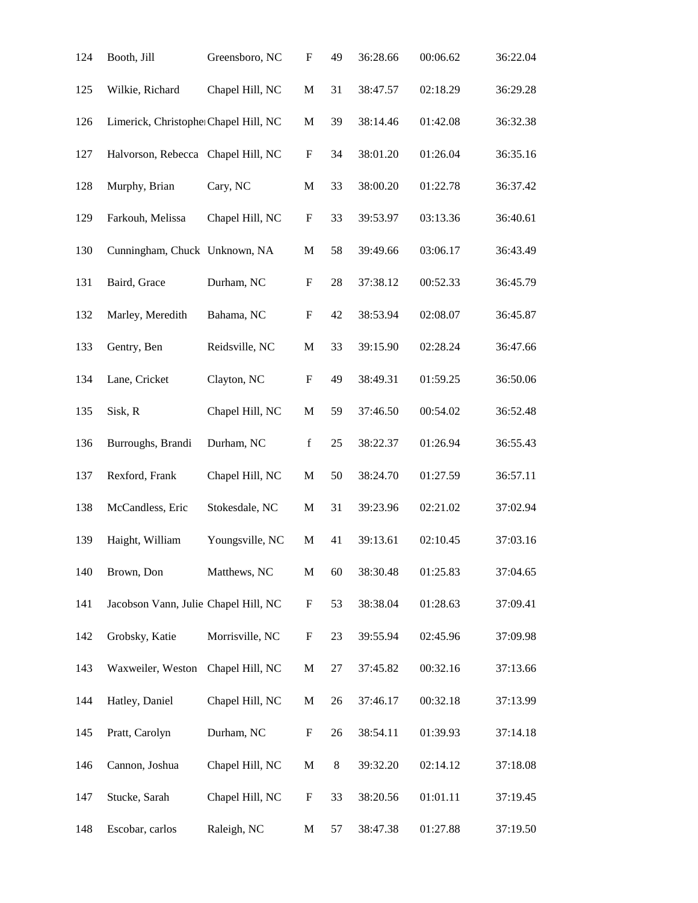| | | | | | | | |
|---|---|---|---|---|---|---|---|
| 124 | Booth, Jill | Greensboro, NC | F | 49 | 36:28.66 | 00:06.62 | 36:22.04 |
| 125 | Wilkie, Richard | Chapel Hill, NC | M | 31 | 38:47.57 | 02:18.29 | 36:29.28 |
| 126 | Limerick, Christopher | Chapel Hill, NC | M | 39 | 38:14.46 | 01:42.08 | 36:32.38 |
| 127 | Halvorson, Rebecca | Chapel Hill, NC | F | 34 | 38:01.20 | 01:26.04 | 36:35.16 |
| 128 | Murphy, Brian | Cary, NC | M | 33 | 38:00.20 | 01:22.78 | 36:37.42 |
| 129 | Farkouh, Melissa | Chapel Hill, NC | F | 33 | 39:53.97 | 03:13.36 | 36:40.61 |
| 130 | Cunningham, Chuck | Unknown, NA | M | 58 | 39:49.66 | 03:06.17 | 36:43.49 |
| 131 | Baird, Grace | Durham, NC | F | 28 | 37:38.12 | 00:52.33 | 36:45.79 |
| 132 | Marley, Meredith | Bahama, NC | F | 42 | 38:53.94 | 02:08.07 | 36:45.87 |
| 133 | Gentry, Ben | Reidsville, NC | M | 33 | 39:15.90 | 02:28.24 | 36:47.66 |
| 134 | Lane, Cricket | Clayton, NC | F | 49 | 38:49.31 | 01:59.25 | 36:50.06 |
| 135 | Sisk, R | Chapel Hill, NC | M | 59 | 37:46.50 | 00:54.02 | 36:52.48 |
| 136 | Burroughs, Brandi | Durham, NC | f | 25 | 38:22.37 | 01:26.94 | 36:55.43 |
| 137 | Rexford, Frank | Chapel Hill, NC | M | 50 | 38:24.70 | 01:27.59 | 36:57.11 |
| 138 | McCandless, Eric | Stokesdale, NC | M | 31 | 39:23.96 | 02:21.02 | 37:02.94 |
| 139 | Haight, William | Youngsville, NC | M | 41 | 39:13.61 | 02:10.45 | 37:03.16 |
| 140 | Brown, Don | Matthews, NC | M | 60 | 38:30.48 | 01:25.83 | 37:04.65 |
| 141 | Jacobson Vann, Julie | Chapel Hill, NC | F | 53 | 38:38.04 | 01:28.63 | 37:09.41 |
| 142 | Grobsky, Katie | Morrisville, NC | F | 23 | 39:55.94 | 02:45.96 | 37:09.98 |
| 143 | Waxweiler, Weston | Chapel Hill, NC | M | 27 | 37:45.82 | 00:32.16 | 37:13.66 |
| 144 | Hatley, Daniel | Chapel Hill, NC | M | 26 | 37:46.17 | 00:32.18 | 37:13.99 |
| 145 | Pratt, Carolyn | Durham, NC | F | 26 | 38:54.11 | 01:39.93 | 37:14.18 |
| 146 | Cannon, Joshua | Chapel Hill, NC | M | 8 | 39:32.20 | 02:14.12 | 37:18.08 |
| 147 | Stucke, Sarah | Chapel Hill, NC | F | 33 | 38:20.56 | 01:01.11 | 37:19.45 |
| 148 | Escobar, carlos | Raleigh, NC | M | 57 | 38:47.38 | 01:27.88 | 37:19.50 |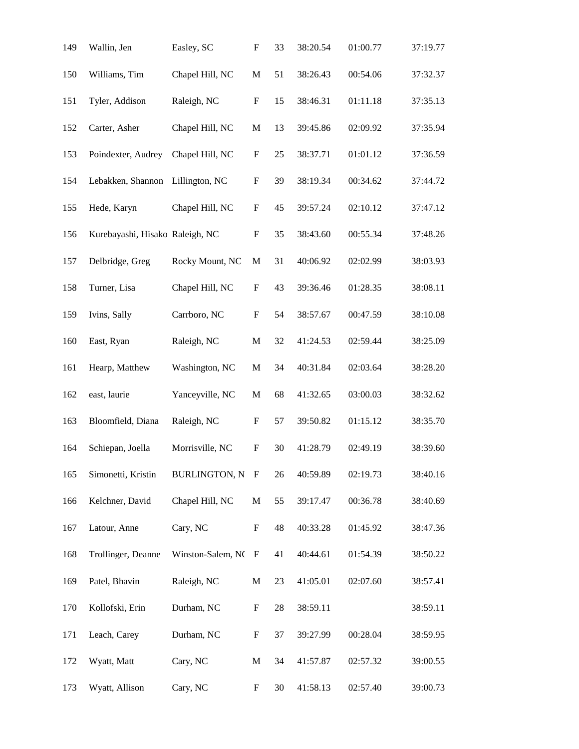| | | | | | | | |
|---|---|---|---|---|---|---|---|
| 149 | Wallin, Jen | Easley, SC | F | 33 | 38:20.54 | 01:00.77 | 37:19.77 |
| 150 | Williams, Tim | Chapel Hill, NC | M | 51 | 38:26.43 | 00:54.06 | 37:32.37 |
| 151 | Tyler, Addison | Raleigh, NC | F | 15 | 38:46.31 | 01:11.18 | 37:35.13 |
| 152 | Carter, Asher | Chapel Hill, NC | M | 13 | 39:45.86 | 02:09.92 | 37:35.94 |
| 153 | Poindexter, Audrey | Chapel Hill, NC | F | 25 | 38:37.71 | 01:01.12 | 37:36.59 |
| 154 | Lebakken, Shannon | Lillington, NC | F | 39 | 38:19.34 | 00:34.62 | 37:44.72 |
| 155 | Hede, Karyn | Chapel Hill, NC | F | 45 | 39:57.24 | 02:10.12 | 37:47.12 |
| 156 | Kurebayashi, Hisako | Raleigh, NC | F | 35 | 38:43.60 | 00:55.34 | 37:48.26 |
| 157 | Delbridge, Greg | Rocky Mount, NC | M | 31 | 40:06.92 | 02:02.99 | 38:03.93 |
| 158 | Turner, Lisa | Chapel Hill, NC | F | 43 | 39:36.46 | 01:28.35 | 38:08.11 |
| 159 | Ivins, Sally | Carrboro, NC | F | 54 | 38:57.67 | 00:47.59 | 38:10.08 |
| 160 | East, Ryan | Raleigh, NC | M | 32 | 41:24.53 | 02:59.44 | 38:25.09 |
| 161 | Hearp, Matthew | Washington, NC | M | 34 | 40:31.84 | 02:03.64 | 38:28.20 |
| 162 | east, laurie | Yanceyville, NC | M | 68 | 41:32.65 | 03:00.03 | 38:32.62 |
| 163 | Bloomfield, Diana | Raleigh, NC | F | 57 | 39:50.82 | 01:15.12 | 38:35.70 |
| 164 | Schiepan, Joella | Morrisville, NC | F | 30 | 41:28.79 | 02:49.19 | 38:39.60 |
| 165 | Simonetti, Kristin | BURLINGTON, N | F | 26 | 40:59.89 | 02:19.73 | 38:40.16 |
| 166 | Kelchner, David | Chapel Hill, NC | M | 55 | 39:17.47 | 00:36.78 | 38:40.69 |
| 167 | Latour, Anne | Cary, NC | F | 48 | 40:33.28 | 01:45.92 | 38:47.36 |
| 168 | Trollinger, Deanne | Winston-Salem, NC | F | 41 | 40:44.61 | 01:54.39 | 38:50.22 |
| 169 | Patel, Bhavin | Raleigh, NC | M | 23 | 41:05.01 | 02:07.60 | 38:57.41 |
| 170 | Kollofski, Erin | Durham, NC | F | 28 | 38:59.11 | | 38:59.11 |
| 171 | Leach, Carey | Durham, NC | F | 37 | 39:27.99 | 00:28.04 | 38:59.95 |
| 172 | Wyatt, Matt | Cary, NC | M | 34 | 41:57.87 | 02:57.32 | 39:00.55 |
| 173 | Wyatt, Allison | Cary, NC | F | 30 | 41:58.13 | 02:57.40 | 39:00.73 |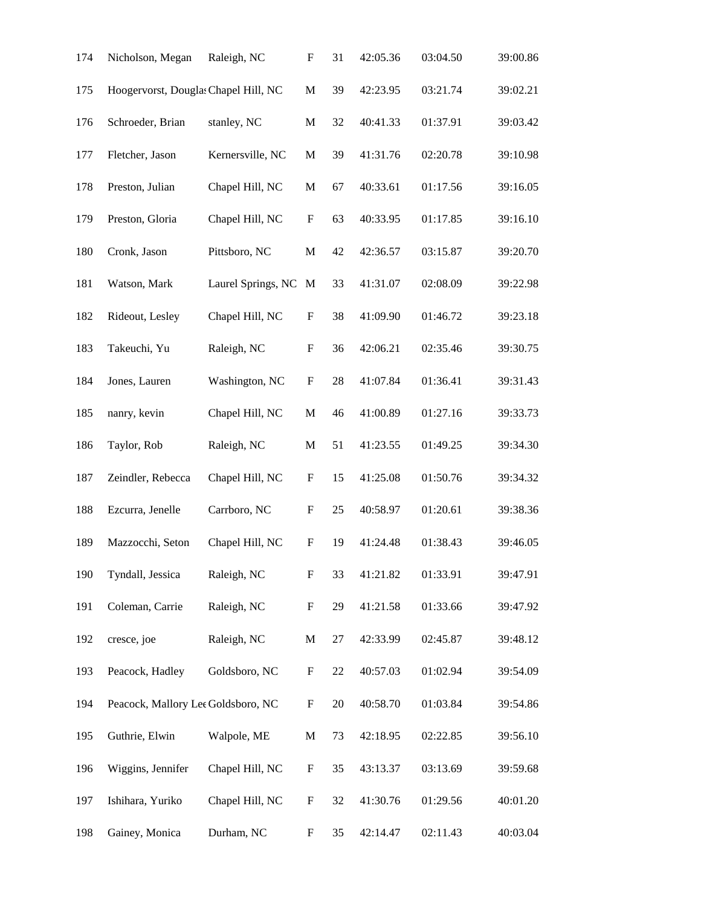| | | | | | | | |
|---|---|---|---|---|---|---|---|
| 174 | Nicholson, Megan | Raleigh, NC | F | 31 | 42:05.36 | 03:04.50 | 39:00.86 |
| 175 | Hoogervorst, Douglas | Chapel Hill, NC | M | 39 | 42:23.95 | 03:21.74 | 39:02.21 |
| 176 | Schroeder, Brian | stanley, NC | M | 32 | 40:41.33 | 01:37.91 | 39:03.42 |
| 177 | Fletcher, Jason | Kernersville, NC | M | 39 | 41:31.76 | 02:20.78 | 39:10.98 |
| 178 | Preston, Julian | Chapel Hill, NC | M | 67 | 40:33.61 | 01:17.56 | 39:16.05 |
| 179 | Preston, Gloria | Chapel Hill, NC | F | 63 | 40:33.95 | 01:17.85 | 39:16.10 |
| 180 | Cronk, Jason | Pittsboro, NC | M | 42 | 42:36.57 | 03:15.87 | 39:20.70 |
| 181 | Watson, Mark | Laurel Springs, NC | M | 33 | 41:31.07 | 02:08.09 | 39:22.98 |
| 182 | Rideout, Lesley | Chapel Hill, NC | F | 38 | 41:09.90 | 01:46.72 | 39:23.18 |
| 183 | Takeuchi, Yu | Raleigh, NC | F | 36 | 42:06.21 | 02:35.46 | 39:30.75 |
| 184 | Jones, Lauren | Washington, NC | F | 28 | 41:07.84 | 01:36.41 | 39:31.43 |
| 185 | nanry, kevin | Chapel Hill, NC | M | 46 | 41:00.89 | 01:27.16 | 39:33.73 |
| 186 | Taylor, Rob | Raleigh, NC | M | 51 | 41:23.55 | 01:49.25 | 39:34.30 |
| 187 | Zeindler, Rebecca | Chapel Hill, NC | F | 15 | 41:25.08 | 01:50.76 | 39:34.32 |
| 188 | Ezcurra, Jenelle | Carrboro, NC | F | 25 | 40:58.97 | 01:20.61 | 39:38.36 |
| 189 | Mazzocchi, Seton | Chapel Hill, NC | F | 19 | 41:24.48 | 01:38.43 | 39:46.05 |
| 190 | Tyndall, Jessica | Raleigh, NC | F | 33 | 41:21.82 | 01:33.91 | 39:47.91 |
| 191 | Coleman, Carrie | Raleigh, NC | F | 29 | 41:21.58 | 01:33.66 | 39:47.92 |
| 192 | cresce, joe | Raleigh, NC | M | 27 | 42:33.99 | 02:45.87 | 39:48.12 |
| 193 | Peacock, Hadley | Goldsboro, NC | F | 22 | 40:57.03 | 01:02.94 | 39:54.09 |
| 194 | Peacock, Mallory Lee | Goldsboro, NC | F | 20 | 40:58.70 | 01:03.84 | 39:54.86 |
| 195 | Guthrie, Elwin | Walpole, ME | M | 73 | 42:18.95 | 02:22.85 | 39:56.10 |
| 196 | Wiggins, Jennifer | Chapel Hill, NC | F | 35 | 43:13.37 | 03:13.69 | 39:59.68 |
| 197 | Ishihara, Yuriko | Chapel Hill, NC | F | 32 | 41:30.76 | 01:29.56 | 40:01.20 |
| 198 | Gainey, Monica | Durham, NC | F | 35 | 42:14.47 | 02:11.43 | 40:03.04 |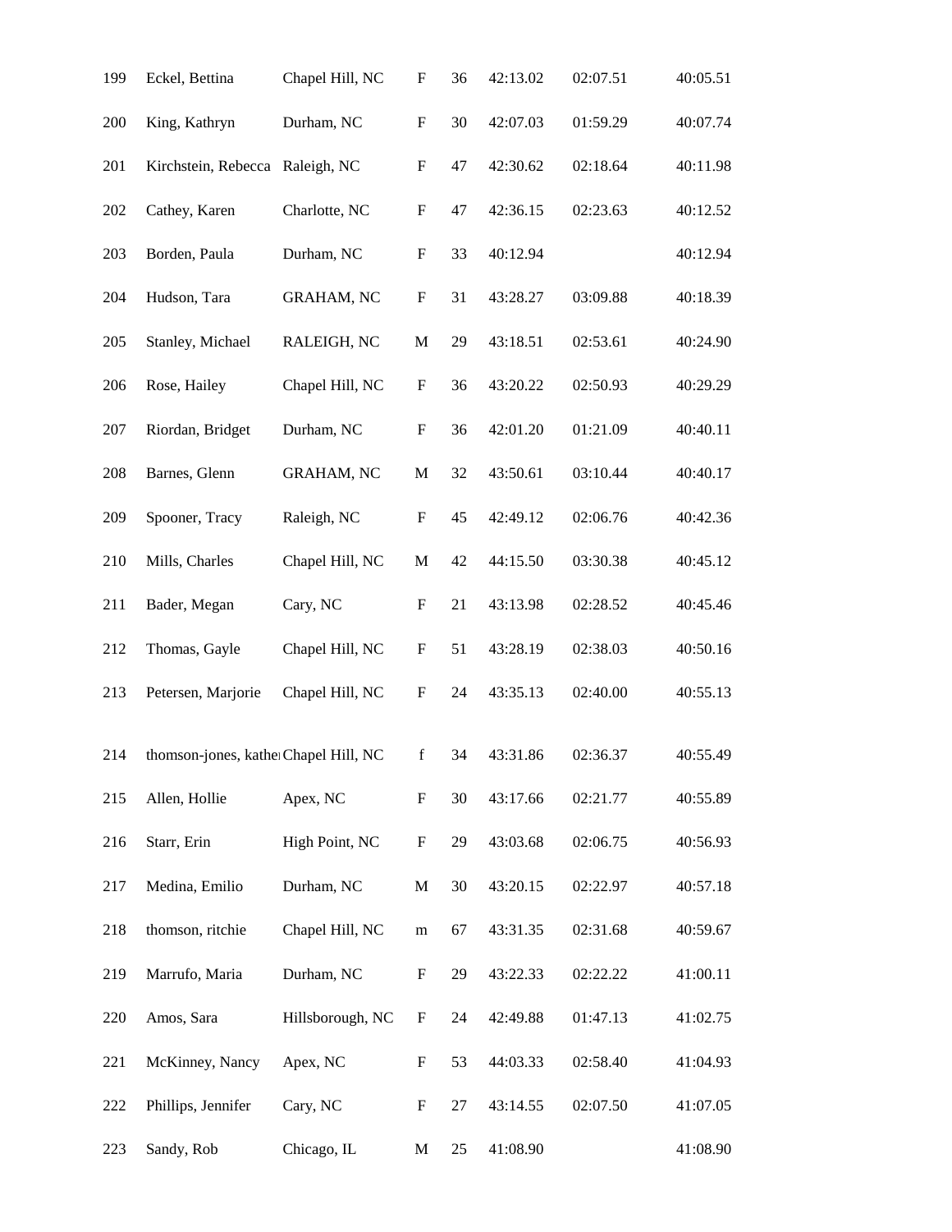| 199 | Eckel, Bettina | Chapel Hill, NC | F | 36 | 42:13.02 | 02:07.51 | 40:05.51 |
|---|---|---|---|---|---|---|---|
| 200 | King, Kathryn | Durham, NC | F | 30 | 42:07.03 | 01:59.29 | 40:07.74 |
| 201 | Kirchstein, Rebecca | Raleigh, NC | F | 47 | 42:30.62 | 02:18.64 | 40:11.98 |
| 202 | Cathey, Karen | Charlotte, NC | F | 47 | 42:36.15 | 02:23.63 | 40:12.52 |
| 203 | Borden, Paula | Durham, NC | F | 33 | 40:12.94 | | 40:12.94 |
| 204 | Hudson, Tara | GRAHAM, NC | F | 31 | 43:28.27 | 03:09.88 | 40:18.39 |
| 205 | Stanley, Michael | RALEIGH, NC | M | 29 | 43:18.51 | 02:53.61 | 40:24.90 |
| 206 | Rose, Hailey | Chapel Hill, NC | F | 36 | 43:20.22 | 02:50.93 | 40:29.29 |
| 207 | Riordan, Bridget | Durham, NC | F | 36 | 42:01.20 | 01:21.09 | 40:40.11 |
| 208 | Barnes, Glenn | GRAHAM, NC | M | 32 | 43:50.61 | 03:10.44 | 40:40.17 |
| 209 | Spooner, Tracy | Raleigh, NC | F | 45 | 42:49.12 | 02:06.76 | 40:42.36 |
| 210 | Mills, Charles | Chapel Hill, NC | M | 42 | 44:15.50 | 03:30.38 | 40:45.12 |
| 211 | Bader, Megan | Cary, NC | F | 21 | 43:13.98 | 02:28.52 | 40:45.46 |
| 212 | Thomas, Gayle | Chapel Hill, NC | F | 51 | 43:28.19 | 02:38.03 | 40:50.16 |
| 213 | Petersen, Marjorie | Chapel Hill, NC | F | 24 | 43:35.13 | 02:40.00 | 40:55.13 |
| 214 | thomson-jones, kathe | Chapel Hill, NC | f | 34 | 43:31.86 | 02:36.37 | 40:55.49 |
| 215 | Allen, Hollie | Apex, NC | F | 30 | 43:17.66 | 02:21.77 | 40:55.89 |
| 216 | Starr, Erin | High Point, NC | F | 29 | 43:03.68 | 02:06.75 | 40:56.93 |
| 217 | Medina, Emilio | Durham, NC | M | 30 | 43:20.15 | 02:22.97 | 40:57.18 |
| 218 | thomson, ritchie | Chapel Hill, NC | m | 67 | 43:31.35 | 02:31.68 | 40:59.67 |
| 219 | Marrufo, Maria | Durham, NC | F | 29 | 43:22.33 | 02:22.22 | 41:00.11 |
| 220 | Amos, Sara | Hillsborough, NC | F | 24 | 42:49.88 | 01:47.13 | 41:02.75 |
| 221 | McKinney, Nancy | Apex, NC | F | 53 | 44:03.33 | 02:58.40 | 41:04.93 |
| 222 | Phillips, Jennifer | Cary, NC | F | 27 | 43:14.55 | 02:07.50 | 41:07.05 |
| 223 | Sandy, Rob | Chicago, IL | M | 25 | 41:08.90 | | 41:08.90 |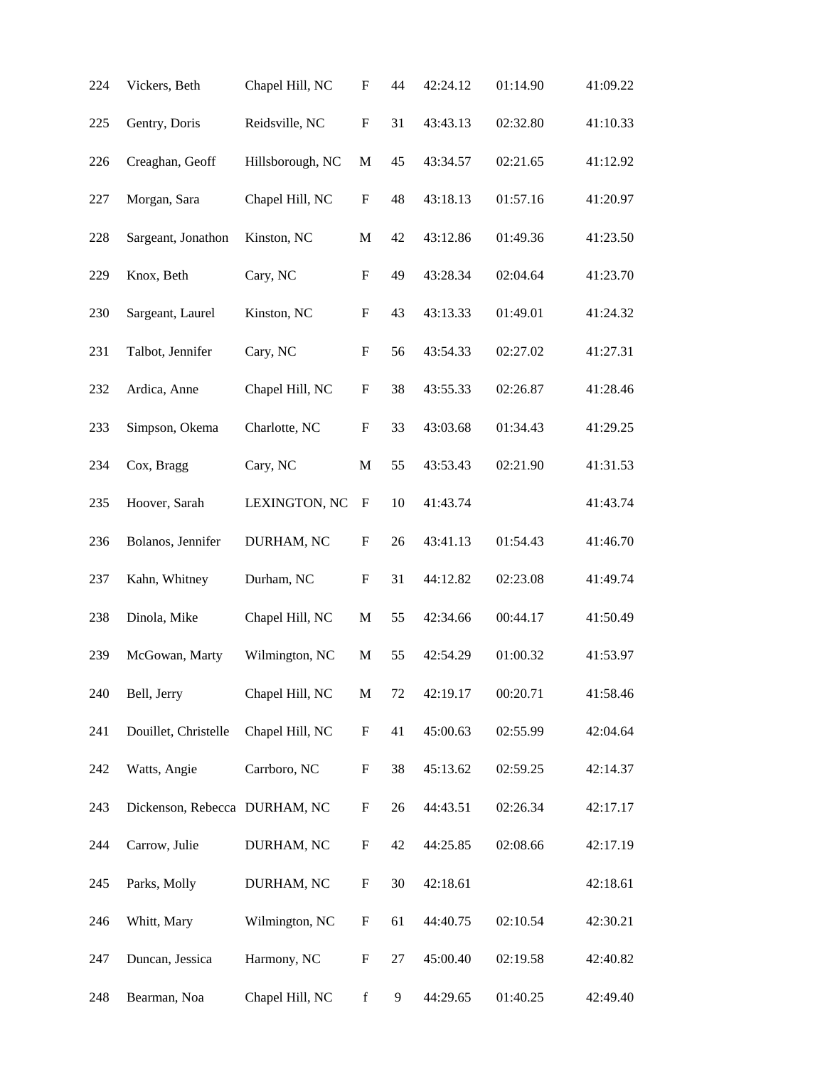| | | | | | | | |
|---|---|---|---|---|---|---|---|
| 224 | Vickers, Beth | Chapel Hill, NC | F | 44 | 42:24.12 | 01:14.90 | 41:09.22 |
| 225 | Gentry, Doris | Reidsville, NC | F | 31 | 43:43.13 | 02:32.80 | 41:10.33 |
| 226 | Creaghan, Geoff | Hillsborough, NC | M | 45 | 43:34.57 | 02:21.65 | 41:12.92 |
| 227 | Morgan, Sara | Chapel Hill, NC | F | 48 | 43:18.13 | 01:57.16 | 41:20.97 |
| 228 | Sargeant, Jonathon | Kinston, NC | M | 42 | 43:12.86 | 01:49.36 | 41:23.50 |
| 229 | Knox, Beth | Cary, NC | F | 49 | 43:28.34 | 02:04.64 | 41:23.70 |
| 230 | Sargeant, Laurel | Kinston, NC | F | 43 | 43:13.33 | 01:49.01 | 41:24.32 |
| 231 | Talbot, Jennifer | Cary, NC | F | 56 | 43:54.33 | 02:27.02 | 41:27.31 |
| 232 | Ardica, Anne | Chapel Hill, NC | F | 38 | 43:55.33 | 02:26.87 | 41:28.46 |
| 233 | Simpson, Okema | Charlotte, NC | F | 33 | 43:03.68 | 01:34.43 | 41:29.25 |
| 234 | Cox, Bragg | Cary, NC | M | 55 | 43:53.43 | 02:21.90 | 41:31.53 |
| 235 | Hoover, Sarah | LEXINGTON, NC | F | 10 | 41:43.74 | | 41:43.74 |
| 236 | Bolanos, Jennifer | DURHAM, NC | F | 26 | 43:41.13 | 01:54.43 | 41:46.70 |
| 237 | Kahn, Whitney | Durham, NC | F | 31 | 44:12.82 | 02:23.08 | 41:49.74 |
| 238 | Dinola, Mike | Chapel Hill, NC | M | 55 | 42:34.66 | 00:44.17 | 41:50.49 |
| 239 | McGowan, Marty | Wilmington, NC | M | 55 | 42:54.29 | 01:00.32 | 41:53.97 |
| 240 | Bell, Jerry | Chapel Hill, NC | M | 72 | 42:19.17 | 00:20.71 | 41:58.46 |
| 241 | Douillet, Christelle | Chapel Hill, NC | F | 41 | 45:00.63 | 02:55.99 | 42:04.64 |
| 242 | Watts, Angie | Carrboro, NC | F | 38 | 45:13.62 | 02:59.25 | 42:14.37 |
| 243 | Dickenson, Rebecca | DURHAM, NC | F | 26 | 44:43.51 | 02:26.34 | 42:17.17 |
| 244 | Carrow, Julie | DURHAM, NC | F | 42 | 44:25.85 | 02:08.66 | 42:17.19 |
| 245 | Parks, Molly | DURHAM, NC | F | 30 | 42:18.61 | | 42:18.61 |
| 246 | Whitt, Mary | Wilmington, NC | F | 61 | 44:40.75 | 02:10.54 | 42:30.21 |
| 247 | Duncan, Jessica | Harmony, NC | F | 27 | 45:00.40 | 02:19.58 | 42:40.82 |
| 248 | Bearman, Noa | Chapel Hill, NC | f | 9 | 44:29.65 | 01:40.25 | 42:49.40 |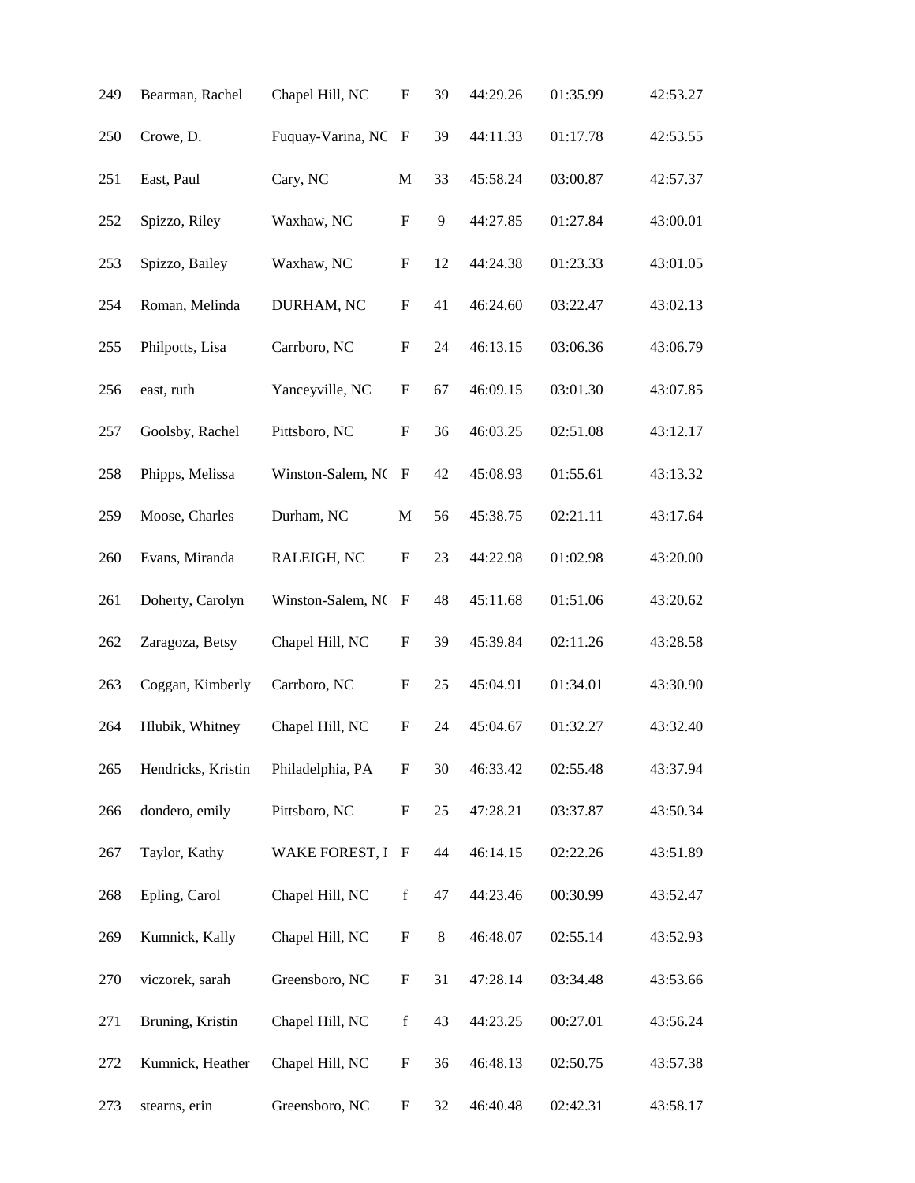| | | | | | | | |
|---|---|---|---|---|---|---|---|
| 249 | Bearman, Rachel | Chapel Hill, NC | F | 39 | 44:29.26 | 01:35.99 | 42:53.27 |
| 250 | Crowe, D. | Fuquay-Varina, NC | F | 39 | 44:11.33 | 01:17.78 | 42:53.55 |
| 251 | East, Paul | Cary, NC | M | 33 | 45:58.24 | 03:00.87 | 42:57.37 |
| 252 | Spizzo, Riley | Waxhaw, NC | F | 9 | 44:27.85 | 01:27.84 | 43:00.01 |
| 253 | Spizzo, Bailey | Waxhaw, NC | F | 12 | 44:24.38 | 01:23.33 | 43:01.05 |
| 254 | Roman, Melinda | DURHAM, NC | F | 41 | 46:24.60 | 03:22.47 | 43:02.13 |
| 255 | Philpotts, Lisa | Carrboro, NC | F | 24 | 46:13.15 | 03:06.36 | 43:06.79 |
| 256 | east, ruth | Yanceyville, NC | F | 67 | 46:09.15 | 03:01.30 | 43:07.85 |
| 257 | Goolsby, Rachel | Pittsboro, NC | F | 36 | 46:03.25 | 02:51.08 | 43:12.17 |
| 258 | Phipps, Melissa | Winston-Salem, NC | F | 42 | 45:08.93 | 01:55.61 | 43:13.32 |
| 259 | Moose, Charles | Durham, NC | M | 56 | 45:38.75 | 02:21.11 | 43:17.64 |
| 260 | Evans, Miranda | RALEIGH, NC | F | 23 | 44:22.98 | 01:02.98 | 43:20.00 |
| 261 | Doherty, Carolyn | Winston-Salem, NC | F | 48 | 45:11.68 | 01:51.06 | 43:20.62 |
| 262 | Zaragoza, Betsy | Chapel Hill, NC | F | 39 | 45:39.84 | 02:11.26 | 43:28.58 |
| 263 | Coggan, Kimberly | Carrboro, NC | F | 25 | 45:04.91 | 01:34.01 | 43:30.90 |
| 264 | Hlubik, Whitney | Chapel Hill, NC | F | 24 | 45:04.67 | 01:32.27 | 43:32.40 |
| 265 | Hendricks, Kristin | Philadelphia, PA | F | 30 | 46:33.42 | 02:55.48 | 43:37.94 |
| 266 | dondero, emily | Pittsboro, NC | F | 25 | 47:28.21 | 03:37.87 | 43:50.34 |
| 267 | Taylor, Kathy | WAKE FOREST, N | F | 44 | 46:14.15 | 02:22.26 | 43:51.89 |
| 268 | Epling, Carol | Chapel Hill, NC | f | 47 | 44:23.46 | 00:30.99 | 43:52.47 |
| 269 | Kumnick, Kally | Chapel Hill, NC | F | 8 | 46:48.07 | 02:55.14 | 43:52.93 |
| 270 | viczorek, sarah | Greensboro, NC | F | 31 | 47:28.14 | 03:34.48 | 43:53.66 |
| 271 | Bruning, Kristin | Chapel Hill, NC | f | 43 | 44:23.25 | 00:27.01 | 43:56.24 |
| 272 | Kumnick, Heather | Chapel Hill, NC | F | 36 | 46:48.13 | 02:50.75 | 43:57.38 |
| 273 | stearns, erin | Greensboro, NC | F | 32 | 46:40.48 | 02:42.31 | 43:58.17 |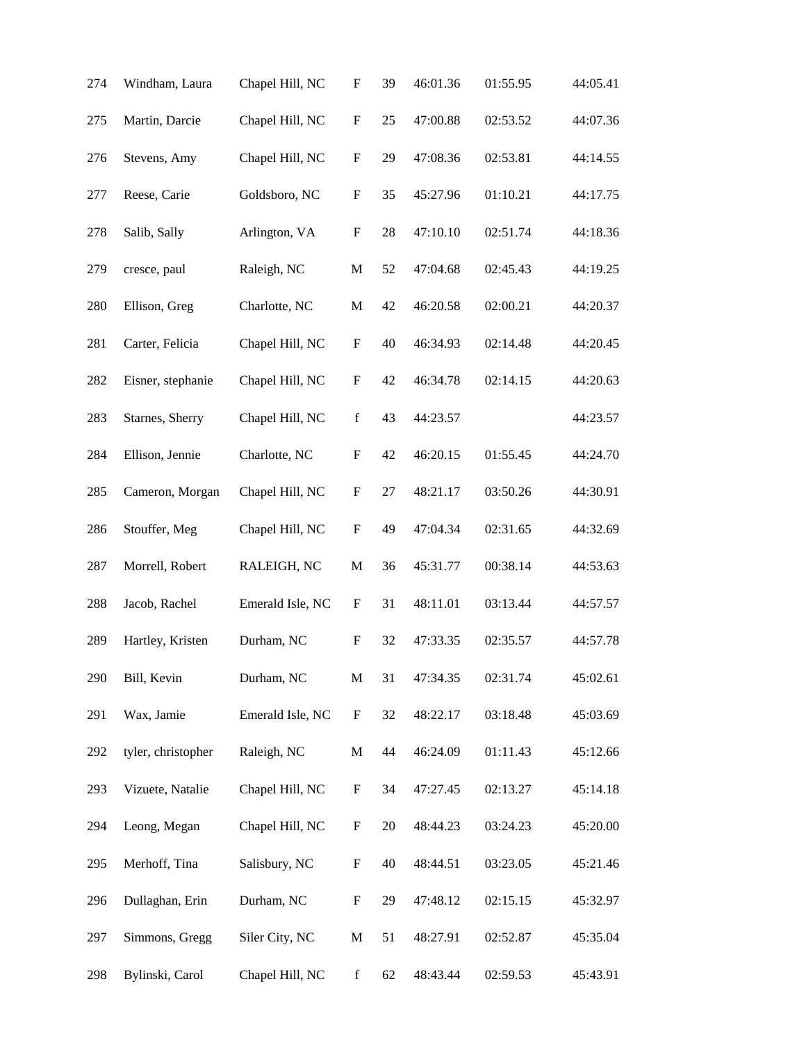| | | | | | | | |
|---|---|---|---|---|---|---|---|
| 274 | Windham, Laura | Chapel Hill, NC | F | 39 | 46:01.36 | 01:55.95 | 44:05.41 |
| 275 | Martin, Darcie | Chapel Hill, NC | F | 25 | 47:00.88 | 02:53.52 | 44:07.36 |
| 276 | Stevens, Amy | Chapel Hill, NC | F | 29 | 47:08.36 | 02:53.81 | 44:14.55 |
| 277 | Reese, Carie | Goldsboro, NC | F | 35 | 45:27.96 | 01:10.21 | 44:17.75 |
| 278 | Salib, Sally | Arlington, VA | F | 28 | 47:10.10 | 02:51.74 | 44:18.36 |
| 279 | cresce, paul | Raleigh, NC | M | 52 | 47:04.68 | 02:45.43 | 44:19.25 |
| 280 | Ellison, Greg | Charlotte, NC | M | 42 | 46:20.58 | 02:00.21 | 44:20.37 |
| 281 | Carter, Felicia | Chapel Hill, NC | F | 40 | 46:34.93 | 02:14.48 | 44:20.45 |
| 282 | Eisner, stephanie | Chapel Hill, NC | F | 42 | 46:34.78 | 02:14.15 | 44:20.63 |
| 283 | Starnes, Sherry | Chapel Hill, NC | f | 43 | 44:23.57 | | 44:23.57 |
| 284 | Ellison, Jennie | Charlotte, NC | F | 42 | 46:20.15 | 01:55.45 | 44:24.70 |
| 285 | Cameron, Morgan | Chapel Hill, NC | F | 27 | 48:21.17 | 03:50.26 | 44:30.91 |
| 286 | Stouffer, Meg | Chapel Hill, NC | F | 49 | 47:04.34 | 02:31.65 | 44:32.69 |
| 287 | Morrell, Robert | RALEIGH, NC | M | 36 | 45:31.77 | 00:38.14 | 44:53.63 |
| 288 | Jacob, Rachel | Emerald Isle, NC | F | 31 | 48:11.01 | 03:13.44 | 44:57.57 |
| 289 | Hartley, Kristen | Durham, NC | F | 32 | 47:33.35 | 02:35.57 | 44:57.78 |
| 290 | Bill, Kevin | Durham, NC | M | 31 | 47:34.35 | 02:31.74 | 45:02.61 |
| 291 | Wax, Jamie | Emerald Isle, NC | F | 32 | 48:22.17 | 03:18.48 | 45:03.69 |
| 292 | tyler, christopher | Raleigh, NC | M | 44 | 46:24.09 | 01:11.43 | 45:12.66 |
| 293 | Vizuete, Natalie | Chapel Hill, NC | F | 34 | 47:27.45 | 02:13.27 | 45:14.18 |
| 294 | Leong, Megan | Chapel Hill, NC | F | 20 | 48:44.23 | 03:24.23 | 45:20.00 |
| 295 | Merhoff, Tina | Salisbury, NC | F | 40 | 48:44.51 | 03:23.05 | 45:21.46 |
| 296 | Dullaghan, Erin | Durham, NC | F | 29 | 47:48.12 | 02:15.15 | 45:32.97 |
| 297 | Simmons, Gregg | Siler City, NC | M | 51 | 48:27.91 | 02:52.87 | 45:35.04 |
| 298 | Bylinski, Carol | Chapel Hill, NC | f | 62 | 48:43.44 | 02:59.53 | 45:43.91 |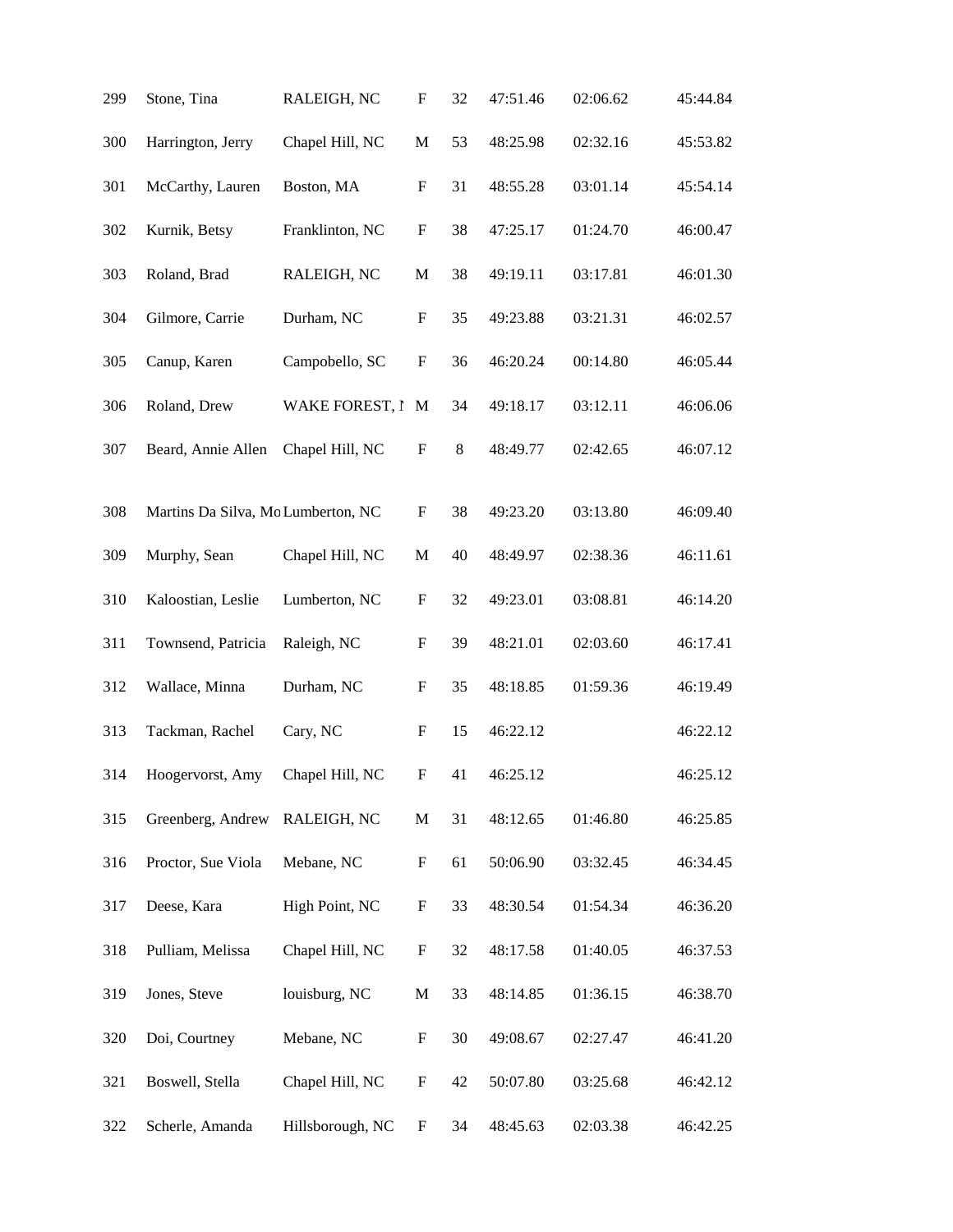| | | | | | | | |
|---|---|---|---|---|---|---|---|
| 299 | Stone, Tina | RALEIGH, NC | F | 32 | 47:51.46 | 02:06.62 | 45:44.84 |
| 300 | Harrington, Jerry | Chapel Hill, NC | M | 53 | 48:25.98 | 02:32.16 | 45:53.82 |
| 301 | McCarthy, Lauren | Boston, MA | F | 31 | 48:55.28 | 03:01.14 | 45:54.14 |
| 302 | Kurnik, Betsy | Franklinton, NC | F | 38 | 47:25.17 | 01:24.70 | 46:00.47 |
| 303 | Roland, Brad | RALEIGH, NC | M | 38 | 49:19.11 | 03:17.81 | 46:01.30 |
| 304 | Gilmore, Carrie | Durham, NC | F | 35 | 49:23.88 | 03:21.31 | 46:02.57 |
| 305 | Canup, Karen | Campobello, SC | F | 36 | 46:20.24 | 00:14.80 | 46:05.44 |
| 306 | Roland, Drew | WAKE FOREST, I | M | 34 | 49:18.17 | 03:12.11 | 46:06.06 |
| 307 | Beard, Annie Allen | Chapel Hill, NC | F | 8 | 48:49.77 | 02:42.65 | 46:07.12 |
| 308 | Martins Da Silva, Mo | Lumberton, NC | F | 38 | 49:23.20 | 03:13.80 | 46:09.40 |
| 309 | Murphy, Sean | Chapel Hill, NC | M | 40 | 48:49.97 | 02:38.36 | 46:11.61 |
| 310 | Kaloostian, Leslie | Lumberton, NC | F | 32 | 49:23.01 | 03:08.81 | 46:14.20 |
| 311 | Townsend, Patricia | Raleigh, NC | F | 39 | 48:21.01 | 02:03.60 | 46:17.41 |
| 312 | Wallace, Minna | Durham, NC | F | 35 | 48:18.85 | 01:59.36 | 46:19.49 |
| 313 | Tackman, Rachel | Cary, NC | F | 15 | 46:22.12 | | 46:22.12 |
| 314 | Hoogervorst, Amy | Chapel Hill, NC | F | 41 | 46:25.12 | | 46:25.12 |
| 315 | Greenberg, Andrew | RALEIGH, NC | M | 31 | 48:12.65 | 01:46.80 | 46:25.85 |
| 316 | Proctor, Sue Viola | Mebane, NC | F | 61 | 50:06.90 | 03:32.45 | 46:34.45 |
| 317 | Deese, Kara | High Point, NC | F | 33 | 48:30.54 | 01:54.34 | 46:36.20 |
| 318 | Pulliam, Melissa | Chapel Hill, NC | F | 32 | 48:17.58 | 01:40.05 | 46:37.53 |
| 319 | Jones, Steve | louisburg, NC | M | 33 | 48:14.85 | 01:36.15 | 46:38.70 |
| 320 | Doi, Courtney | Mebane, NC | F | 30 | 49:08.67 | 02:27.47 | 46:41.20 |
| 321 | Boswell, Stella | Chapel Hill, NC | F | 42 | 50:07.80 | 03:25.68 | 46:42.12 |
| 322 | Scherle, Amanda | Hillsborough, NC | F | 34 | 48:45.63 | 02:03.38 | 46:42.25 |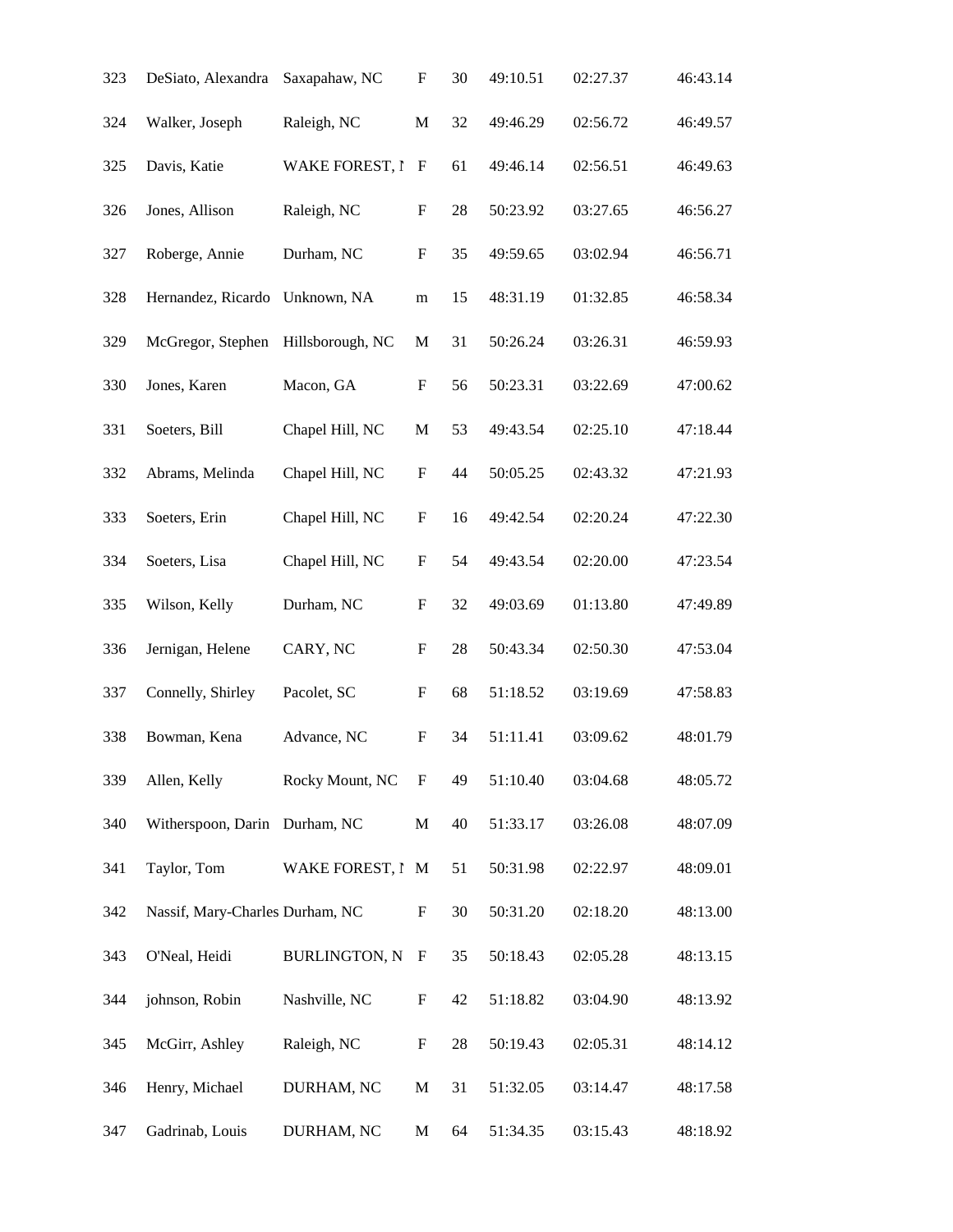| | | | | | | | |
|---|---|---|---|---|---|---|---|
| 323 | DeSiato, Alexandra | Saxapahaw, NC | F | 30 | 49:10.51 | 02:27.37 | 46:43.14 |
| 324 | Walker, Joseph | Raleigh, NC | M | 32 | 49:46.29 | 02:56.72 | 46:49.57 |
| 325 | Davis, Katie | WAKE FOREST, N | F | 61 | 49:46.14 | 02:56.51 | 46:49.63 |
| 326 | Jones, Allison | Raleigh, NC | F | 28 | 50:23.92 | 03:27.65 | 46:56.27 |
| 327 | Roberge, Annie | Durham, NC | F | 35 | 49:59.65 | 03:02.94 | 46:56.71 |
| 328 | Hernandez, Ricardo | Unknown, NA | m | 15 | 48:31.19 | 01:32.85 | 46:58.34 |
| 329 | McGregor, Stephen | Hillsborough, NC | M | 31 | 50:26.24 | 03:26.31 | 46:59.93 |
| 330 | Jones, Karen | Macon, GA | F | 56 | 50:23.31 | 03:22.69 | 47:00.62 |
| 331 | Soeters, Bill | Chapel Hill, NC | M | 53 | 49:43.54 | 02:25.10 | 47:18.44 |
| 332 | Abrams, Melinda | Chapel Hill, NC | F | 44 | 50:05.25 | 02:43.32 | 47:21.93 |
| 333 | Soeters, Erin | Chapel Hill, NC | F | 16 | 49:42.54 | 02:20.24 | 47:22.30 |
| 334 | Soeters, Lisa | Chapel Hill, NC | F | 54 | 49:43.54 | 02:20.00 | 47:23.54 |
| 335 | Wilson, Kelly | Durham, NC | F | 32 | 49:03.69 | 01:13.80 | 47:49.89 |
| 336 | Jernigan, Helene | CARY, NC | F | 28 | 50:43.34 | 02:50.30 | 47:53.04 |
| 337 | Connelly, Shirley | Pacolet, SC | F | 68 | 51:18.52 | 03:19.69 | 47:58.83 |
| 338 | Bowman, Kena | Advance, NC | F | 34 | 51:11.41 | 03:09.62 | 48:01.79 |
| 339 | Allen, Kelly | Rocky Mount, NC | F | 49 | 51:10.40 | 03:04.68 | 48:05.72 |
| 340 | Witherspoon, Darin | Durham, NC | M | 40 | 51:33.17 | 03:26.08 | 48:07.09 |
| 341 | Taylor, Tom | WAKE FOREST, N | M | 51 | 50:31.98 | 02:22.97 | 48:09.01 |
| 342 | Nassif, Mary-Charles | Durham, NC | F | 30 | 50:31.20 | 02:18.20 | 48:13.00 |
| 343 | O'Neal, Heidi | BURLINGTON, N | F | 35 | 50:18.43 | 02:05.28 | 48:13.15 |
| 344 | johnson, Robin | Nashville, NC | F | 42 | 51:18.82 | 03:04.90 | 48:13.92 |
| 345 | McGirr, Ashley | Raleigh, NC | F | 28 | 50:19.43 | 02:05.31 | 48:14.12 |
| 346 | Henry, Michael | DURHAM, NC | M | 31 | 51:32.05 | 03:14.47 | 48:17.58 |
| 347 | Gadrinab, Louis | DURHAM, NC | M | 64 | 51:34.35 | 03:15.43 | 48:18.92 |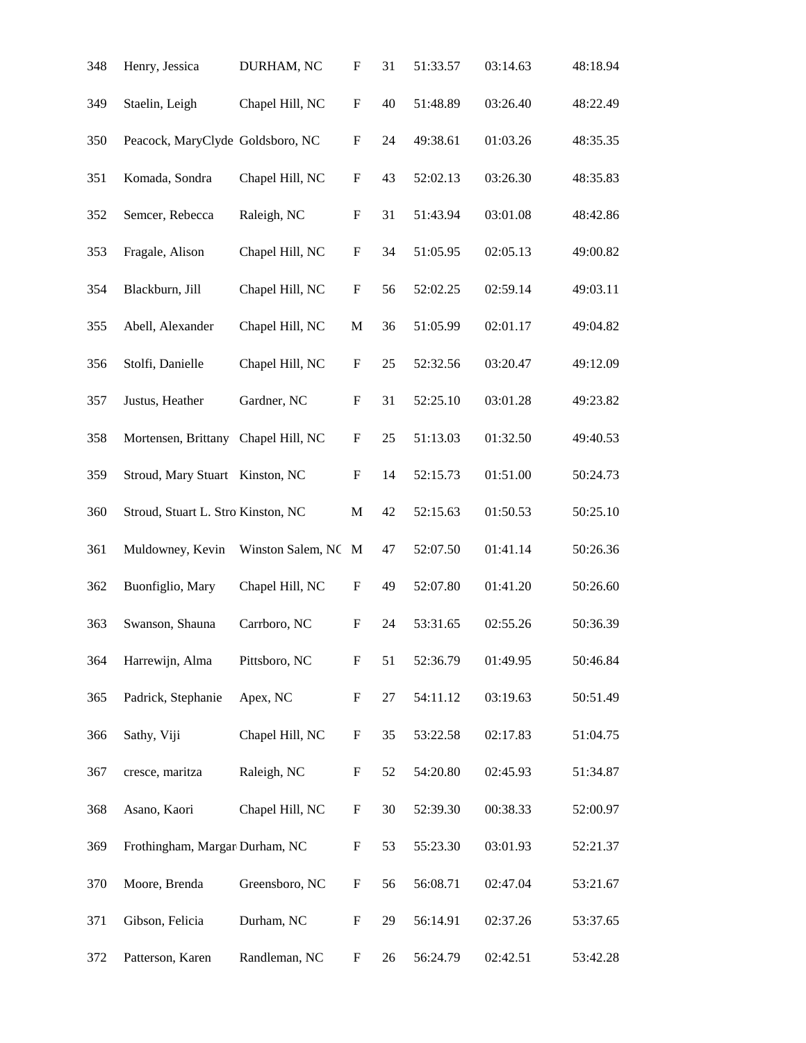| | | | | | | | |
|---|---|---|---|---|---|---|---|
| 348 | Henry, Jessica | DURHAM, NC | F | 31 | 51:33.57 | 03:14.63 | 48:18.94 |
| 349 | Staelin, Leigh | Chapel Hill, NC | F | 40 | 51:48.89 | 03:26.40 | 48:22.49 |
| 350 | Peacock, MaryClyde | Goldsboro, NC | F | 24 | 49:38.61 | 01:03.26 | 48:35.35 |
| 351 | Komada, Sondra | Chapel Hill, NC | F | 43 | 52:02.13 | 03:26.30 | 48:35.83 |
| 352 | Semcer, Rebecca | Raleigh, NC | F | 31 | 51:43.94 | 03:01.08 | 48:42.86 |
| 353 | Fragale, Alison | Chapel Hill, NC | F | 34 | 51:05.95 | 02:05.13 | 49:00.82 |
| 354 | Blackburn, Jill | Chapel Hill, NC | F | 56 | 52:02.25 | 02:59.14 | 49:03.11 |
| 355 | Abell, Alexander | Chapel Hill, NC | M | 36 | 51:05.99 | 02:01.17 | 49:04.82 |
| 356 | Stolfi, Danielle | Chapel Hill, NC | F | 25 | 52:32.56 | 03:20.47 | 49:12.09 |
| 357 | Justus, Heather | Gardner, NC | F | 31 | 52:25.10 | 03:01.28 | 49:23.82 |
| 358 | Mortensen, Brittany | Chapel Hill, NC | F | 25 | 51:13.03 | 01:32.50 | 49:40.53 |
| 359 | Stroud, Mary Stuart | Kinston, NC | F | 14 | 52:15.73 | 01:51.00 | 50:24.73 |
| 360 | Stroud, Stuart L. Stro | Kinston, NC | M | 42 | 52:15.63 | 01:50.53 | 50:25.10 |
| 361 | Muldowney, Kevin | Winston Salem, NC | M | 47 | 52:07.50 | 01:41.14 | 50:26.36 |
| 362 | Buonfiglio, Mary | Chapel Hill, NC | F | 49 | 52:07.80 | 01:41.20 | 50:26.60 |
| 363 | Swanson, Shauna | Carrboro, NC | F | 24 | 53:31.65 | 02:55.26 | 50:36.39 |
| 364 | Harrewijn, Alma | Pittsboro, NC | F | 51 | 52:36.79 | 01:49.95 | 50:46.84 |
| 365 | Padrick, Stephanie | Apex, NC | F | 27 | 54:11.12 | 03:19.63 | 50:51.49 |
| 366 | Sathy, Viji | Chapel Hill, NC | F | 35 | 53:22.58 | 02:17.83 | 51:04.75 |
| 367 | cresce, maritza | Raleigh, NC | F | 52 | 54:20.80 | 02:45.93 | 51:34.87 |
| 368 | Asano, Kaori | Chapel Hill, NC | F | 30 | 52:39.30 | 00:38.33 | 52:00.97 |
| 369 | Frothingham, Margar | Durham, NC | F | 53 | 55:23.30 | 03:01.93 | 52:21.37 |
| 370 | Moore, Brenda | Greensboro, NC | F | 56 | 56:08.71 | 02:47.04 | 53:21.67 |
| 371 | Gibson, Felicia | Durham, NC | F | 29 | 56:14.91 | 02:37.26 | 53:37.65 |
| 372 | Patterson, Karen | Randleman, NC | F | 26 | 56:24.79 | 02:42.51 | 53:42.28 |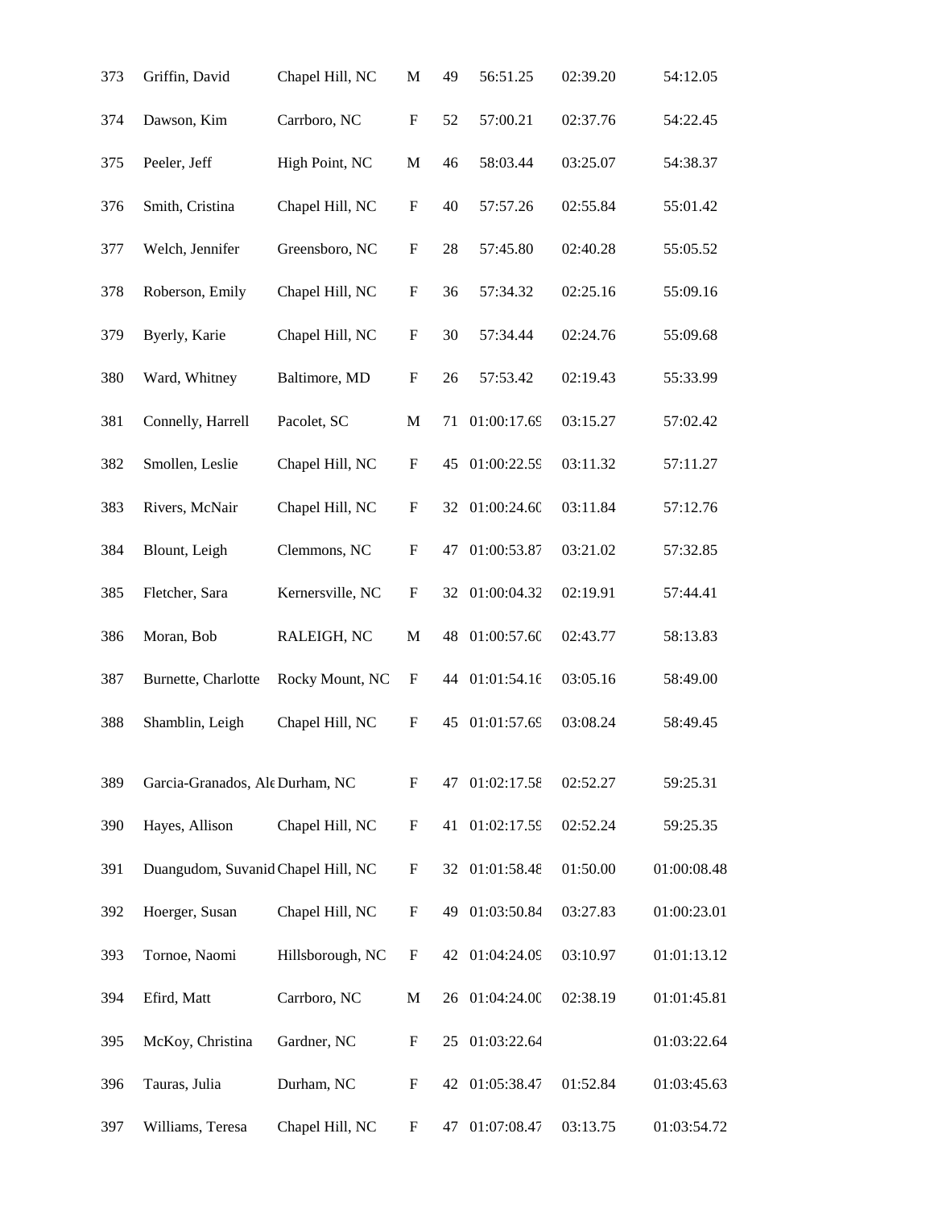| | | | | | | | |
|---|---|---|---|---|---|---|---|
| 373 | Griffin, David | Chapel Hill, NC | M | 49 | 56:51.25 | 02:39.20 | 54:12.05 |
| 374 | Dawson, Kim | Carrboro, NC | F | 52 | 57:00.21 | 02:37.76 | 54:22.45 |
| 375 | Peeler, Jeff | High Point, NC | M | 46 | 58:03.44 | 03:25.07 | 54:38.37 |
| 376 | Smith, Cristina | Chapel Hill, NC | F | 40 | 57:57.26 | 02:55.84 | 55:01.42 |
| 377 | Welch, Jennifer | Greensboro, NC | F | 28 | 57:45.80 | 02:40.28 | 55:05.52 |
| 378 | Roberson, Emily | Chapel Hill, NC | F | 36 | 57:34.32 | 02:25.16 | 55:09.16 |
| 379 | Byerly, Karie | Chapel Hill, NC | F | 30 | 57:34.44 | 02:24.76 | 55:09.68 |
| 380 | Ward, Whitney | Baltimore, MD | F | 26 | 57:53.42 | 02:19.43 | 55:33.99 |
| 381 | Connelly, Harrell | Pacolet, SC | M | 71 | 01:00:17.69 | 03:15.27 | 57:02.42 |
| 382 | Smollen, Leslie | Chapel Hill, NC | F | 45 | 01:00:22.59 | 03:11.32 | 57:11.27 |
| 383 | Rivers, McNair | Chapel Hill, NC | F | 32 | 01:00:24.60 | 03:11.84 | 57:12.76 |
| 384 | Blount, Leigh | Clemmons, NC | F | 47 | 01:00:53.87 | 03:21.02 | 57:32.85 |
| 385 | Fletcher, Sara | Kernersville, NC | F | 32 | 01:00:04.32 | 02:19.91 | 57:44.41 |
| 386 | Moran, Bob | RALEIGH, NC | M | 48 | 01:00:57.60 | 02:43.77 | 58:13.83 |
| 387 | Burnette, Charlotte | Rocky Mount, NC | F | 44 | 01:01:54.16 | 03:05.16 | 58:49.00 |
| 388 | Shamblin, Leigh | Chapel Hill, NC | F | 45 | 01:01:57.69 | 03:08.24 | 58:49.45 |
| 389 | Garcia-Granados, Ale | Durham, NC | F | 47 | 01:02:17.58 | 02:52.27 | 59:25.31 |
| 390 | Hayes, Allison | Chapel Hill, NC | F | 41 | 01:02:17.59 | 02:52.24 | 59:25.35 |
| 391 | Duangudom, Suvanid | Chapel Hill, NC | F | 32 | 01:01:58.48 | 01:50.00 | 01:00:08.48 |
| 392 | Hoerger, Susan | Chapel Hill, NC | F | 49 | 01:03:50.84 | 03:27.83 | 01:00:23.01 |
| 393 | Tornoe, Naomi | Hillsborough, NC | F | 42 | 01:04:24.09 | 03:10.97 | 01:01:13.12 |
| 394 | Efird, Matt | Carrboro, NC | M | 26 | 01:04:24.00 | 02:38.19 | 01:01:45.81 |
| 395 | McKoy, Christina | Gardner, NC | F | 25 | 01:03:22.64 | | 01:03:22.64 |
| 396 | Tauras, Julia | Durham, NC | F | 42 | 01:05:38.47 | 01:52.84 | 01:03:45.63 |
| 397 | Williams, Teresa | Chapel Hill, NC | F | 47 | 01:07:08.47 | 03:13.75 | 01:03:54.72 |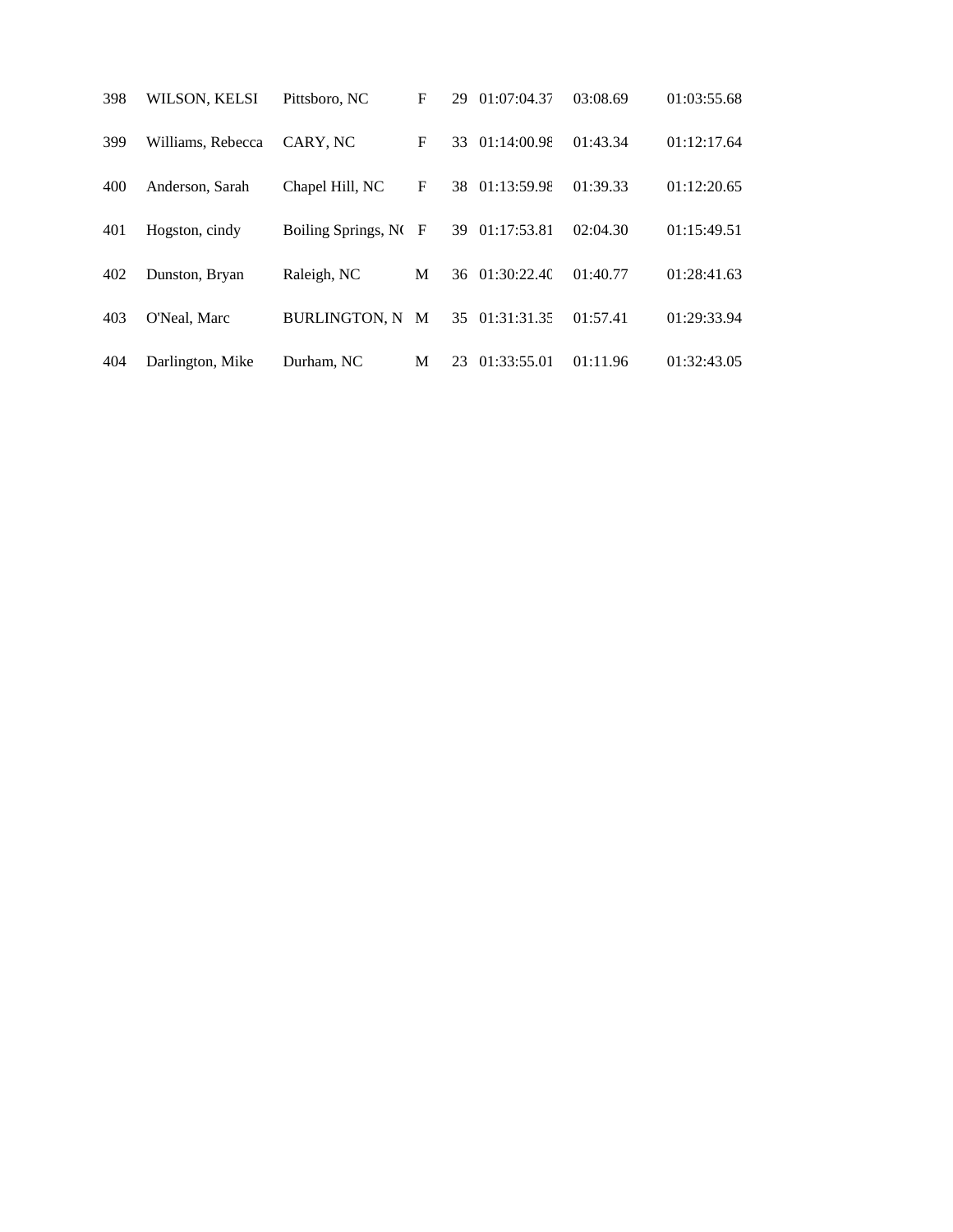| | | | | | | | |
|---|---|---|---|---|---|---|---|
| 398 | WILSON, KELSI | Pittsboro, NC | F | 29 | 01:07:04.37 | 03:08.69 | 01:03:55.68 |
| 399 | Williams, Rebecca | CARY, NC | F | 33 | 01:14:00.98 | 01:43.34 | 01:12:17.64 |
| 400 | Anderson, Sarah | Chapel Hill, NC | F | 38 | 01:13:59.98 | 01:39.33 | 01:12:20.65 |
| 401 | Hogston, cindy | Boiling Springs, NC | F | 39 | 01:17:53.81 | 02:04.30 | 01:15:49.51 |
| 402 | Dunston, Bryan | Raleigh, NC | M | 36 | 01:30:22.40 | 01:40.77 | 01:28:41.63 |
| 403 | O'Neal, Marc | BURLINGTON, N | M | 35 | 01:31:31.35 | 01:57.41 | 01:29:33.94 |
| 404 | Darlington, Mike | Durham, NC | M | 23 | 01:33:55.01 | 01:11.96 | 01:32:43.05 |